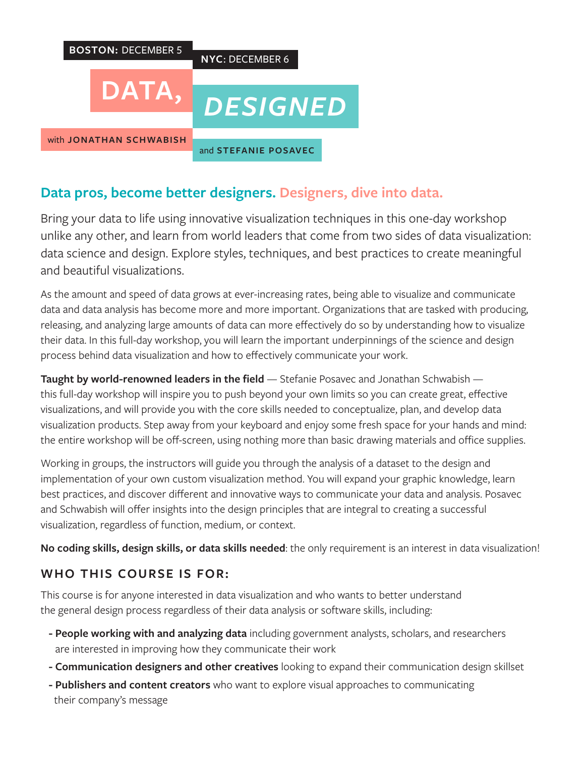**BOSTON:** DECEMBER 5

**NYC**: DECEMBER 6

# DATA, *DESIGNED*

with **JONATHAN SCHWABISH**

and **STEFANIE POSAVEC**

## Data pros, become better designers. Designers, dive into data.

Bring your data to life using innovative visualization techniques in this one-day workshop unlike any other, and learn from world leaders that come from two sides of data visualization: data science and design. Explore styles, techniques, and best practices to create meaningful and beautiful visualizations.

As the amount and speed of data grows at ever-increasing rates, being able to visualize and communicate data and data analysis has become more and more important. Organizations that are tasked with producing, releasing, and analyzing large amounts of data can more effectively do so by understanding how to visualize their data. In this full-day workshop, you will learn the important underpinnings of the science and design process behind data visualization and how to effectively communicate your work.

**Taught by world-renowned leaders in the field** — Stefanie Posavec and Jonathan Schwabish — this full-day workshop will inspire you to push beyond your own limits so you can create great, effective visualizations, and will provide you with the core skills needed to conceptualize, plan, and develop data visualization products. Step away from your keyboard and enjoy some fresh space for your hands and mind: the entire workshop will be off-screen, using nothing more than basic drawing materials and office supplies.

Working in groups, the instructors will guide you through the analysis of a dataset to the design and implementation of your own custom visualization method. You will expand your graphic knowledge, learn best practices, and discover different and innovative ways to communicate your data and analysis. Posavec and Schwabish will offer insights into the design principles that are integral to creating a successful visualization, regardless of function, medium, or context.

**No coding skills, design skills, or data skills needed**: the only requirement is an interest in data visualization!

### WHO THIS COURSE IS FOR:

This course is for anyone interested in data visualization and who wants to better understand the general design process regardless of their data analysis or software skills, including:

- **People working with and analyzing data** including government analysts, scholars, and researchers are interested in improving how they communicate their work
- **Communication designers and other creatives** looking to expand their communication design skillset
- **Publishers and content creators** who want to explore visual approaches to communicating their company's message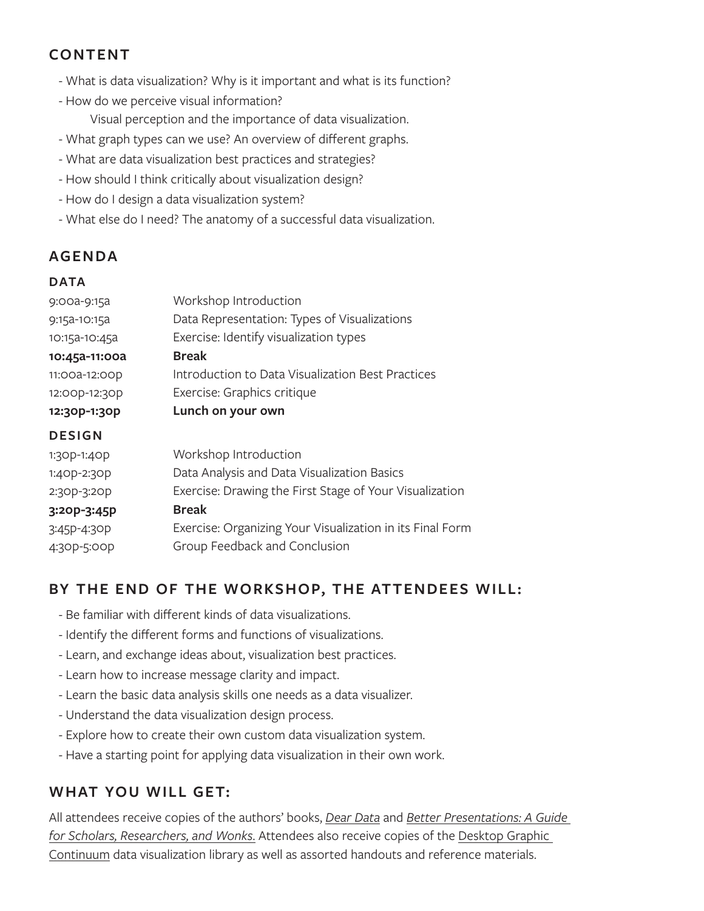## CONTENT

- What is data visualization? Why is it important and what is its function?
- How do we perceive visual information?
  Visual perception and the importance of data visualization.
- What graph types can we use? An overview of different graphs.
- What are data visualization best practices and strategies?
- How should I think critically about visualization design?
- How do I design a data visualization system?
- What else do I need? The anatomy of a successful data visualization.

## AGENDA

### DATA

| | |
|---|---|
| 9:00a-9:15a | Workshop Introduction |
| 9:15a-10:15a | Data Representation: Types of Visualizations |
| 10:15a-10:45a | Exercise: Identify visualization types |
| **10:45a-11:00a** | **Break** |
| 11:00a-12:00p | Introduction to Data Visualization Best Practices |
| 12:00p-12:30p | Exercise: Graphics critique |
| **12:30p-1:30p** | **Lunch on your own** |

### DESIGN

| | |
|---|---|
| 1:30p-1:40p | Workshop Introduction |
| 1:40p-2:30p | Data Analysis and Data Visualization Basics |
| 2:30p-3:20p | Exercise: Drawing the First Stage of Your Visualization |
| **3:20p-3:45p** | **Break** |
| 3:45p-4:30p | Exercise: Organizing Your Visualization in its Final Form |
| 4:30p-5:00p | Group Feedback and Conclusion |

## BY THE END OF THE WORKSHOP, THE ATTENDEES WILL:

- Be familiar with different kinds of data visualizations.
- Identify the different forms and functions of visualizations.
- Learn, and exchange ideas about, visualization best practices.
- Learn how to increase message clarity and impact.
- Learn the basic data analysis skills one needs as a data visualizer.
- Understand the data visualization design process.
- Explore how to create their own custom data visualization system.
- Have a starting point for applying data visualization in their own work.

## WHAT YOU WILL GET:

All attendees receive copies of the authors' books, *Dear Data* and *Better Presentations: A Guide for Scholars, Researchers, and Wonks.* Attendees also receive copies of the Desktop Graphic Continuum data visualization library as well as assorted handouts and reference materials.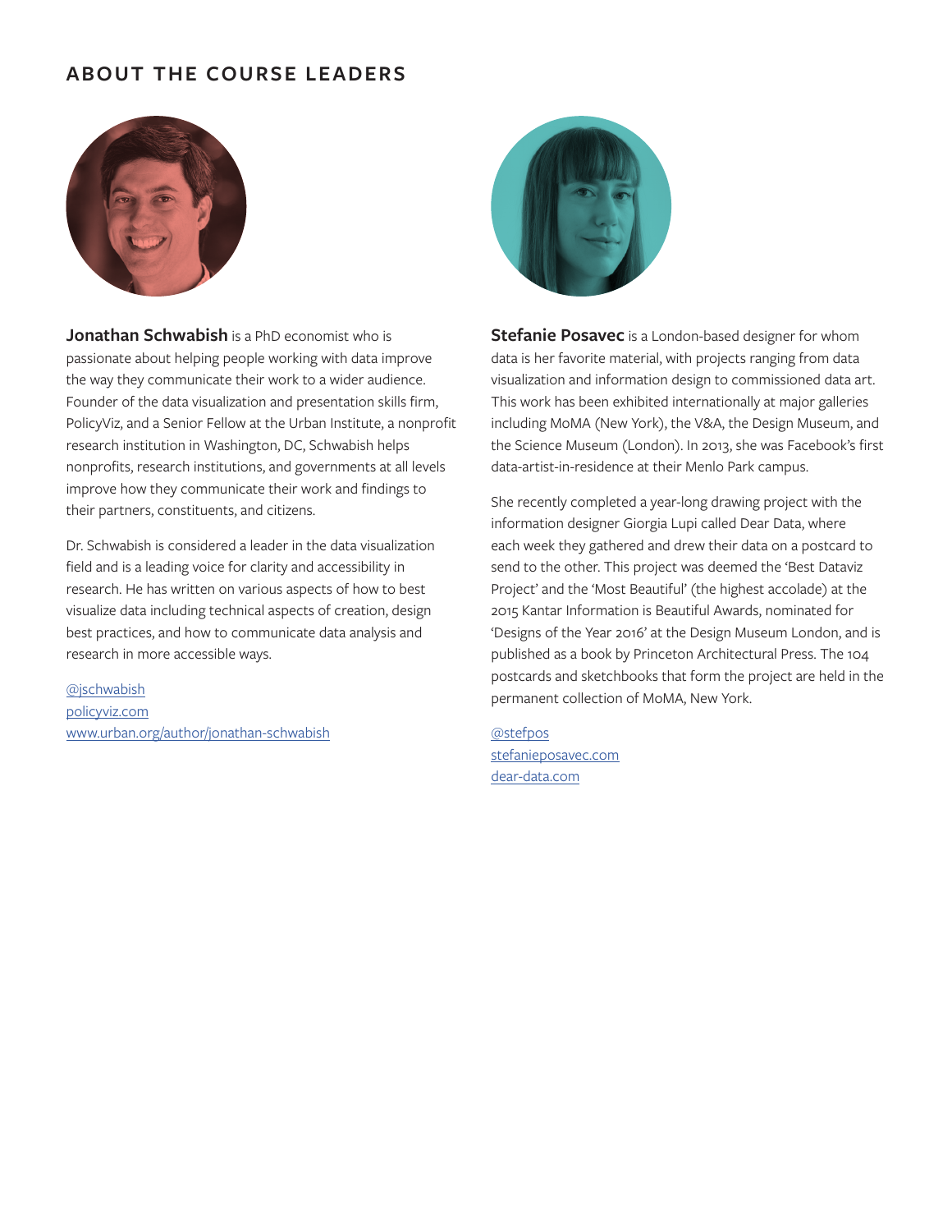## ABOUT THE COURSE LEADERS

**Jonathan Schwabish** is a PhD economist who is passionate about helping people working with data improve the way they communicate their work to a wider audience. Founder of the data visualization and presentation skills firm, PolicyViz, and a Senior Fellow at the Urban Institute, a nonprofit research institution in Washington, DC, Schwabish helps nonprofits, research institutions, and governments at all levels improve how they communicate their work and findings to their partners, constituents, and citizens.

Dr. Schwabish is considered a leader in the data visualization field and is a leading voice for clarity and accessibility in research. He has written on various aspects of how to best visualize data including technical aspects of creation, design best practices, and how to communicate data analysis and research in more accessible ways.

@jschwabish
policyviz.com
www.urban.org/author/jonathan-schwabish

**Stefanie Posavec** is a London-based designer for whom data is her favorite material, with projects ranging from data visualization and information design to commissioned data art. This work has been exhibited internationally at major galleries including MoMA (New York), the V&A, the Design Museum, and the Science Museum (London). In 2013, she was Facebook's first data-artist-in-residence at their Menlo Park campus.

She recently completed a year-long drawing project with the information designer Giorgia Lupi called Dear Data, where each week they gathered and drew their data on a postcard to send to the other. This project was deemed the 'Best Dataviz Project' and the 'Most Beautiful' (the highest accolade) at the 2015 Kantar Information is Beautiful Awards, nominated for 'Designs of the Year 2016' at the Design Museum London, and is published as a book by Princeton Architectural Press. The 104 postcards and sketchbooks that form the project are held in the permanent collection of MoMA, New York.

@stefpos
stefanieposavec.com
dear-data.com